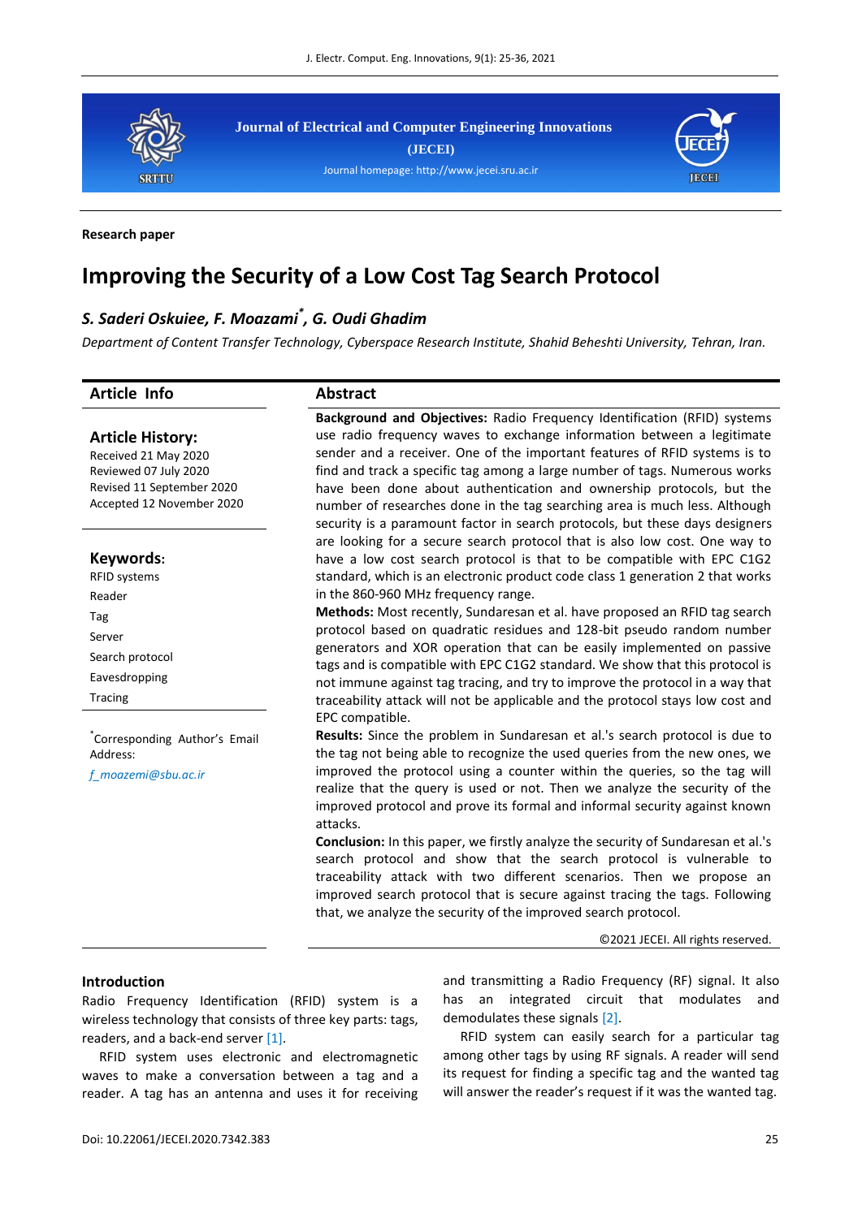Journal of Electrical and Computer Engineering Innovations (JECEI)

Journal homepage: http://www.jecei.sru.ac.ir

**Research paper**

# Improving the Security of a Low Cost Tag Search Protocol

***S. Saderi Oskuiee, F. Moazami\*, G. Oudi Ghadim***

*Department of Content Transfer Technology, Cyberspace Research Institute, Shahid Beheshti University, Tehran, Iran.*

## Article Info

**Article History:**

Received 21 May 2020
Reviewed 07 July 2020
Revised 11 September 2020
Accepted 12 November 2020

**Keywords:**

RFID systems
Reader
Tag
Server
Search protocol
Eavesdropping
Tracing

\*Corresponding Author's Email Address:

*f_moazemi@sbu.ac.ir*

## Abstract

**Background and Objectives:** Radio Frequency Identification (RFID) systems use radio frequency waves to exchange information between a legitimate sender and a receiver. One of the important features of RFID systems is to find and track a specific tag among a large number of tags. Numerous works have been done about authentication and ownership protocols, but the number of researches done in the tag searching area is much less. Although security is a paramount factor in search protocols, but these days designers are looking for a secure search protocol that is also low cost. One way to have a low cost search protocol is that to be compatible with EPC C1G2 standard, which is an electronic product code class 1 generation 2 that works in the 860-960 MHz frequency range.

**Methods:** Most recently, Sundaresan et al. have proposed an RFID tag search protocol based on quadratic residues and 128-bit pseudo random number generators and XOR operation that can be easily implemented on passive tags and is compatible with EPC C1G2 standard. We show that this protocol is not immune against tag tracing, and try to improve the protocol in a way that traceability attack will not be applicable and the protocol stays low cost and EPC compatible.

**Results:** Since the problem in Sundaresan et al.'s search protocol is due to the tag not being able to recognize the used queries from the new ones, we improved the protocol using a counter within the queries, so the tag will realize that the query is used or not. Then we analyze the security of the improved protocol and prove its formal and informal security against known attacks.

**Conclusion:** In this paper, we firstly analyze the security of Sundaresan et al.'s search protocol and show that the search protocol is vulnerable to traceability attack with two different scenarios. Then we propose an improved search protocol that is secure against tracing the tags. Following that, we analyze the security of the improved search protocol.

©2021 JECEI. All rights reserved.

## Introduction

Radio Frequency Identification (RFID) system is a wireless technology that consists of three key parts: tags, readers, and a back-end server [1].

RFID system uses electronic and electromagnetic waves to make a conversation between a tag and a reader. A tag has an antenna and uses it for receiving and transmitting a Radio Frequency (RF) signal. It also has an integrated circuit that modulates and demodulates these signals [2].

RFID system can easily search for a particular tag among other tags by using RF signals. A reader will send its request for finding a specific tag and the wanted tag will answer the reader's request if it was the wanted tag.

Doi: 10.22061/JECEI.2020.7342.383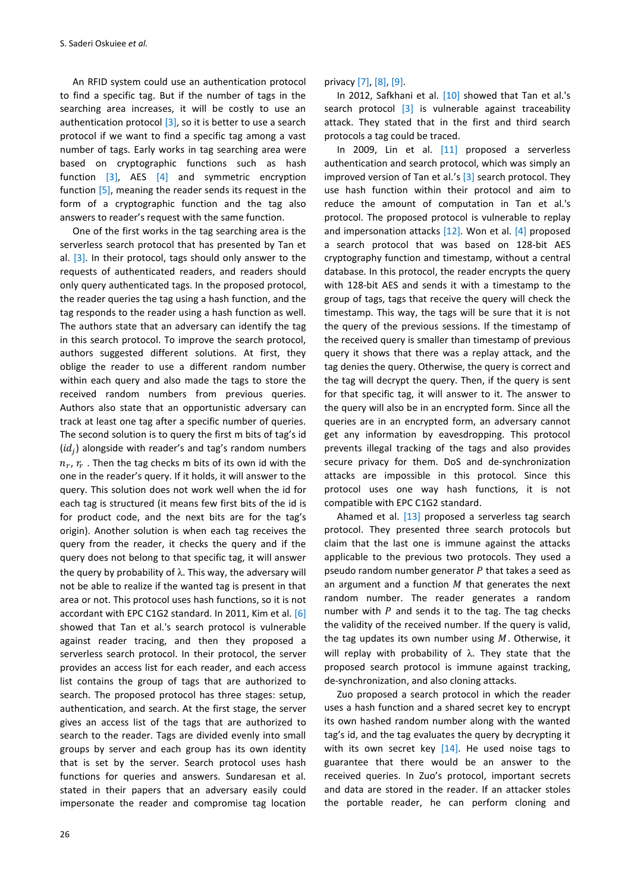An RFID system could use an authentication protocol to find a specific tag. But if the number of tags in the searching area increases, it will be costly to use an authentication protocol [3], so it is better to use a search protocol if we want to find a specific tag among a vast number of tags. Early works in tag searching area were based on cryptographic functions such as hash function [3], AES [4] and symmetric encryption function [5], meaning the reader sends its request in the form of a cryptographic function and the tag also answers to reader's request with the same function.

One of the first works in the tag searching area is the serverless search protocol that has presented by Tan et al. [3]. In their protocol, tags should only answer to the requests of authenticated readers, and readers should only query authenticated tags. In the proposed protocol, the reader queries the tag using a hash function, and the tag responds to the reader using a hash function as well. The authors state that an adversary can identify the tag in this search protocol. To improve the search protocol, authors suggested different solutions. At first, they oblige the reader to use a different random number within each query and also made the tags to store the received random numbers from previous queries. Authors also state that an opportunistic adversary can track at least one tag after a specific number of queries. The second solution is to query the first m bits of tag's id ($id_j$) alongside with reader's and tag's random numbers $n_r$, $r_r$. Then the tag checks m bits of its own id with the one in the reader's query. If it holds, it will answer to the query. This solution does not work well when the id for each tag is structured (it means few first bits of the id is for product code, and the next bits are for the tag's origin). Another solution is when each tag receives the query from the reader, it checks the query and if the query does not belong to that specific tag, it will answer the query by probability of λ. This way, the adversary will not be able to realize if the wanted tag is present in that area or not. This protocol uses hash functions, so it is not accordant with EPC C1G2 standard. In 2011, Kim et al. [6] showed that Tan et al.'s search protocol is vulnerable against reader tracing, and then they proposed a serverless search protocol. In their protocol, the server provides an access list for each reader, and each access list contains the group of tags that are authorized to search. The proposed protocol has three stages: setup, authentication, and search. At the first stage, the server gives an access list of the tags that are authorized to search to the reader. Tags are divided evenly into small groups by server and each group has its own identity that is set by the server. Search protocol uses hash functions for queries and answers. Sundaresan et al. stated in their papers that an adversary easily could impersonate the reader and compromise tag location privacy [7], [8], [9].

In 2012, Safkhani et al. [10] showed that Tan et al.'s search protocol [3] is vulnerable against traceability attack. They stated that in the first and third search protocols a tag could be traced.

In 2009, Lin et al. [11] proposed a serverless authentication and search protocol, which was simply an improved version of Tan et al.'s [3] search protocol. They use hash function within their protocol and aim to reduce the amount of computation in Tan et al.'s protocol. The proposed protocol is vulnerable to replay and impersonation attacks [12]. Won et al. [4] proposed a search protocol that was based on 128-bit AES cryptography function and timestamp, without a central database. In this protocol, the reader encrypts the query with 128-bit AES and sends it with a timestamp to the group of tags, tags that receive the query will check the timestamp. This way, the tags will be sure that it is not the query of the previous sessions. If the timestamp of the received query is smaller than timestamp of previous query it shows that there was a replay attack, and the tag denies the query. Otherwise, the query is correct and the tag will decrypt the query. Then, if the query is sent for that specific tag, it will answer to it. The answer to the query will also be in an encrypted form. Since all the queries are in an encrypted form, an adversary cannot get any information by eavesdropping. This protocol prevents illegal tracking of the tags and also provides secure privacy for them. DoS and de-synchronization attacks are impossible in this protocol. Since this protocol uses one way hash functions, it is not compatible with EPC C1G2 standard.

Ahamed et al. [13] proposed a serverless tag search protocol. They presented three search protocols but claim that the last one is immune against the attacks applicable to the previous two protocols. They used a pseudo random number generator $P$ that takes a seed as an argument and a function $M$ that generates the next random number. The reader generates a random number with $P$ and sends it to the tag. The tag checks the validity of the received number. If the query is valid, the tag updates its own number using $M$. Otherwise, it will replay with probability of λ. They state that the proposed search protocol is immune against tracking, de-synchronization, and also cloning attacks.

Zuo proposed a search protocol in which the reader uses a hash function and a shared secret key to encrypt its own hashed random number along with the wanted tag's id, and the tag evaluates the query by decrypting it with its own secret key [14]. He used noise tags to guarantee that there would be an answer to the received queries. In Zuo's protocol, important secrets and data are stored in the reader. If an attacker stoles the portable reader, he can perform cloning and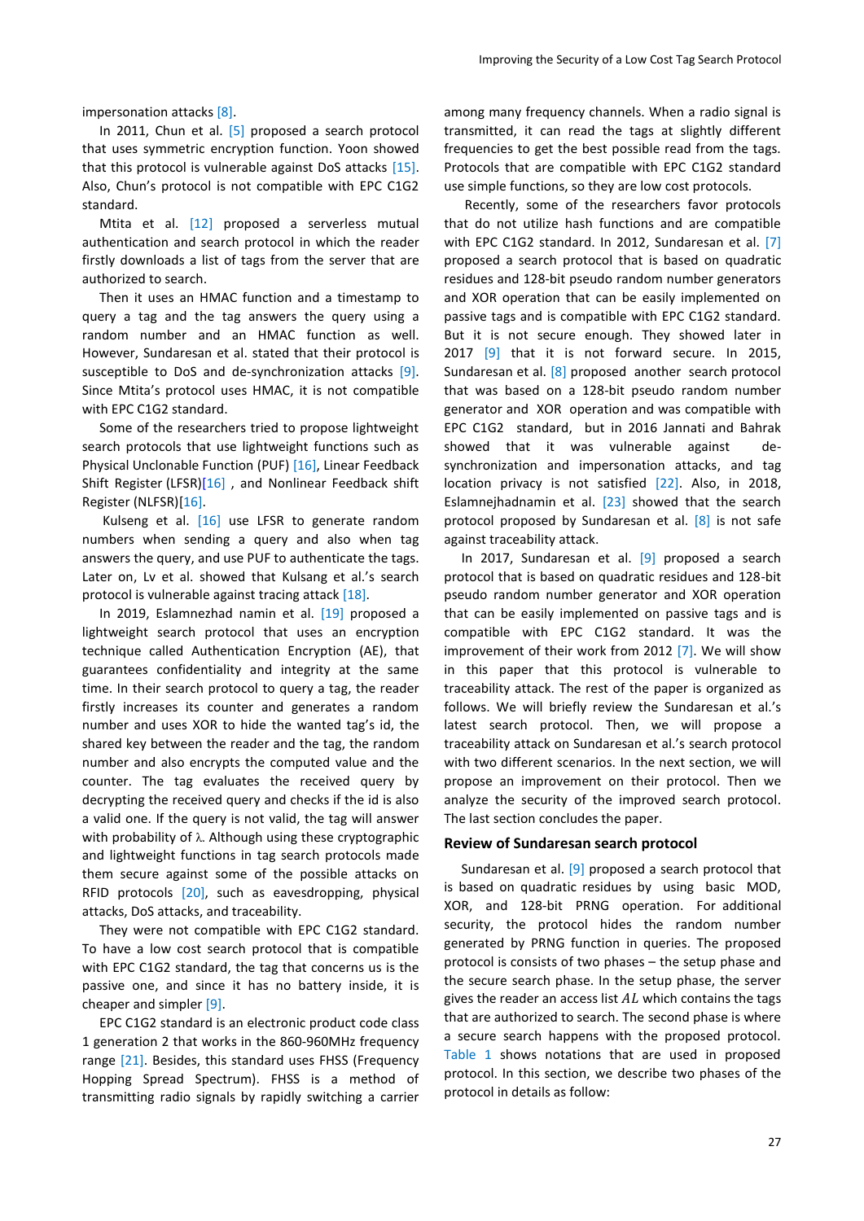impersonation attacks [8].

In 2011, Chun et al. [5] proposed a search protocol that uses symmetric encryption function. Yoon showed that this protocol is vulnerable against DoS attacks [15]. Also, Chun's protocol is not compatible with EPC C1G2 standard.

Mtita et al. [12] proposed a serverless mutual authentication and search protocol in which the reader firstly downloads a list of tags from the server that are authorized to search.

Then it uses an HMAC function and a timestamp to query a tag and the tag answers the query using a random number and an HMAC function as well. However, Sundaresan et al. stated that their protocol is susceptible to DoS and de-synchronization attacks [9]. Since Mtita's protocol uses HMAC, it is not compatible with EPC C1G2 standard.

Some of the researchers tried to propose lightweight search protocols that use lightweight functions such as Physical Unclonable Function (PUF) [16], Linear Feedback Shift Register (LFSR)[16] , and Nonlinear Feedback shift Register (NLFSR)[16].

Kulseng et al. [16] use LFSR to generate random numbers when sending a query and also when tag answers the query, and use PUF to authenticate the tags. Later on, Lv et al. showed that Kulsang et al.'s search protocol is vulnerable against tracing attack [18].

In 2019, Eslamnezhad namin et al. [19] proposed a lightweight search protocol that uses an encryption technique called Authentication Encryption (AE), that guarantees confidentiality and integrity at the same time. In their search protocol to query a tag, the reader firstly increases its counter and generates a random number and uses XOR to hide the wanted tag's id, the shared key between the reader and the tag, the random number and also encrypts the computed value and the counter. The tag evaluates the received query by decrypting the received query and checks if the id is also a valid one. If the query is not valid, the tag will answer with probability of $\lambda$. Although using these cryptographic and lightweight functions in tag search protocols made them secure against some of the possible attacks on RFID protocols [20], such as eavesdropping, physical attacks, DoS attacks, and traceability.

They were not compatible with EPC C1G2 standard. To have a low cost search protocol that is compatible with EPC C1G2 standard, the tag that concerns us is the passive one, and since it has no battery inside, it is cheaper and simpler [9].

EPC C1G2 standard is an electronic product code class 1 generation 2 that works in the 860-960MHz frequency range [21]. Besides, this standard uses FHSS (Frequency Hopping Spread Spectrum). FHSS is a method of transmitting radio signals by rapidly switching a carrier among many frequency channels. When a radio signal is transmitted, it can read the tags at slightly different frequencies to get the best possible read from the tags. Protocols that are compatible with EPC C1G2 standard use simple functions, so they are low cost protocols.

Recently, some of the researchers favor protocols that do not utilize hash functions and are compatible with EPC C1G2 standard. In 2012, Sundaresan et al. [7] proposed a search protocol that is based on quadratic residues and 128-bit pseudo random number generators and XOR operation that can be easily implemented on passive tags and is compatible with EPC C1G2 standard. But it is not secure enough. They showed later in 2017 [9] that it is not forward secure. In 2015, Sundaresan et al. [8] proposed another search protocol that was based on a 128-bit pseudo random number generator and XOR operation and was compatible with EPC C1G2 standard, but in 2016 Jannati and Bahrak showed that it was vulnerable against de-synchronization and impersonation attacks, and tag location privacy is not satisfied [22]. Also, in 2018, Eslamnejhadnamin et al. [23] showed that the search protocol proposed by Sundaresan et al. [8] is not safe against traceability attack.

In 2017, Sundaresan et al. [9] proposed a search protocol that is based on quadratic residues and 128-bit pseudo random number generator and XOR operation that can be easily implemented on passive tags and is compatible with EPC C1G2 standard. It was the improvement of their work from 2012 [7]. We will show in this paper that this protocol is vulnerable to traceability attack. The rest of the paper is organized as follows. We will briefly review the Sundaresan et al.'s latest search protocol. Then, we will propose a traceability attack on Sundaresan et al.'s search protocol with two different scenarios. In the next section, we will propose an improvement on their protocol. Then we analyze the security of the improved search protocol. The last section concludes the paper.

## Review of Sundaresan search protocol

Sundaresan et al. [9] proposed a search protocol that is based on quadratic residues by using basic MOD, XOR, and 128-bit PRNG operation. For additional security, the protocol hides the random number generated by PRNG function in queries. The proposed protocol is consists of two phases – the setup phase and the secure search phase. In the setup phase, the server gives the reader an access list $AL$ which contains the tags that are authorized to search. The second phase is where a secure search happens with the proposed protocol. Table 1 shows notations that are used in proposed protocol. In this section, we describe two phases of the protocol in details as follow: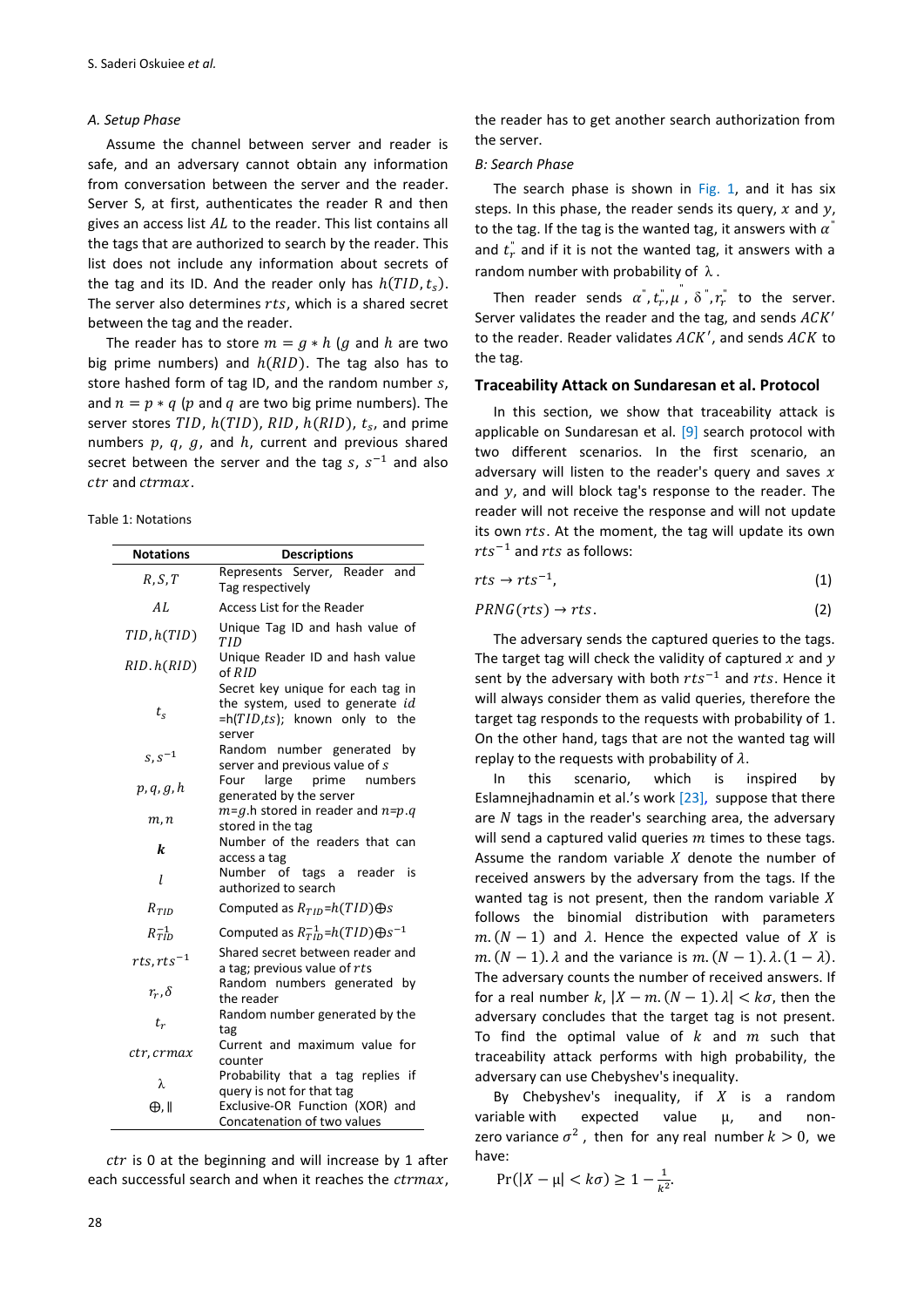### A. Setup Phase

Assume the channel between server and reader is safe, and an adversary cannot obtain any information from conversation between the server and the reader. Server S, at first, authenticates the reader R and then gives an access list $AL$ to the reader. This list contains all the tags that are authorized to search by the reader. This list does not include any information about secrets of the tag and its ID. And the reader only has $h(TID, t_s)$. The server also determines $rts$, which is a shared secret between the tag and the reader.

The reader has to store $m = g * h$ ($g$ and $h$ are two big prime numbers) and $h(RID)$. The tag also has to store hashed form of tag ID, and the random number $s$, and $n = p * q$ ($p$ and $q$ are two big prime numbers). The server stores $TID$, $h(TID)$, $RID$, $h(RID)$, $t_s$, and prime numbers $p$, $q$, $g$, and $h$, current and previous shared secret between the server and the tag $s$, $s^{-1}$ and also $ctr$ and $ctrmax$.

Table 1: Notations

| Notations | Descriptions |
|---|---|
| $R, S, T$ | Represents Server, Reader and Tag respectively |
| $AL$ | Access List for the Reader |
| $TID, h(TID)$ | Unique Tag ID and hash value of $TID$ |
| $RID. h(RID)$ | Unique Reader ID and hash value of $RID$ |
| $t_s$ | Secret key unique for each tag in the system, used to generate $id$ =h($TID$,$ts$); known only to the server |
| $s, s^{-1}$ | Random number generated by server and previous value of $s$ |
| $p, q, g, h$ | Four large prime numbers generated by the server |
| $m, n$ | $m$=$g$.h stored in reader and $n$=$p$.$q$ stored in the tag |
| $\boldsymbol{k}$ | Number of the readers that can access a tag |
| $l$ | Number of tags a reader is authorized to search |
| $R_{TID}$ | Computed as $R_{TID}$=$h(TID)$⊕$s$ |
| $R_{TID}^{-1}$ | Computed as $R_{TID}^{-1}$=$h(TID)$⊕$s^{-1}$ |
| $rts, rts^{-1}$ | Shared secret between reader and a tag; previous value of $rts$ |
| $r_r, \delta$ | Random numbers generated by the reader |
| $t_r$ | Random number generated by the tag |
| $ctr, crmax$ | Current and maximum value for counter |
| λ | Probability that a tag replies if query is not for that tag |
| ⊕, ‖ | Exclusive-OR Function (XOR) and Concatenation of two values |

$ctr$ is 0 at the beginning and will increase by 1 after each successful search and when it reaches the $ctrmax$, the reader has to get another search authorization from the server.

### B: Search Phase

The search phase is shown in Fig. 1, and it has six steps. In this phase, the reader sends its query, $x$ and $y$, to the tag. If the tag is the wanted tag, it answers with $\alpha''$ and $t_r''$ and if it is not the wanted tag, it answers with a random number with probability of λ.

Then reader sends $\alpha'', t_r'', \mu'', \delta'', r_r''$ to the server. Server validates the reader and the tag, and sends $ACK'$ to the reader. Reader validates $ACK'$, and sends $ACK$ to the tag.

## Traceability Attack on Sundaresan et al. Protocol

In this section, we show that traceability attack is applicable on Sundaresan et al. [9] search protocol with two different scenarios. In the first scenario, an adversary will listen to the reader's query and saves $x$ and $y$, and will block tag's response to the reader. The reader will not receive the response and will not update its own $rts$. At the moment, the tag will update its own $rts^{-1}$ and $rts$ as follows:

$$rts \rightarrow rts^{-1}, \tag{1}$$

$$PRNG(rts) \rightarrow rts. \tag{2}$$

The adversary sends the captured queries to the tags. The target tag will check the validity of captured $x$ and $y$ sent by the adversary with both $rts^{-1}$ and $rts$. Hence it will always consider them as valid queries, therefore the target tag responds to the requests with probability of 1. On the other hand, tags that are not the wanted tag will replay to the requests with probability of $\lambda$.

In this scenario, which is inspired by Eslamnejhadnamin et al.'s work [23], suppose that there are $N$ tags in the reader's searching area, the adversary will send a captured valid queries $m$ times to these tags. Assume the random variable $X$ denote the number of received answers by the adversary from the tags. If the wanted tag is not present, then the random variable $X$ follows the binomial distribution with parameters $m.(N-1)$ and $\lambda$. Hence the expected value of $X$ is $m.(N-1).\lambda$ and the variance is $m.(N-1).\lambda.(1-\lambda)$. The adversary counts the number of received answers. If for a real number $k$, $|X - m.(N-1).\lambda| < k\sigma$, then the adversary concludes that the target tag is not present. To find the optimal value of $k$ and $m$ such that traceability attack performs with high probability, the adversary can use Chebyshev's inequality.

By Chebyshev's inequality, if $X$ is a random variable with expected value μ, and non-zero variance $\sigma^2$, then for any real number $k > 0$, we have:

$$\Pr(|X - \mu| < k\sigma) \geq 1 - \frac{1}{k^2}.$$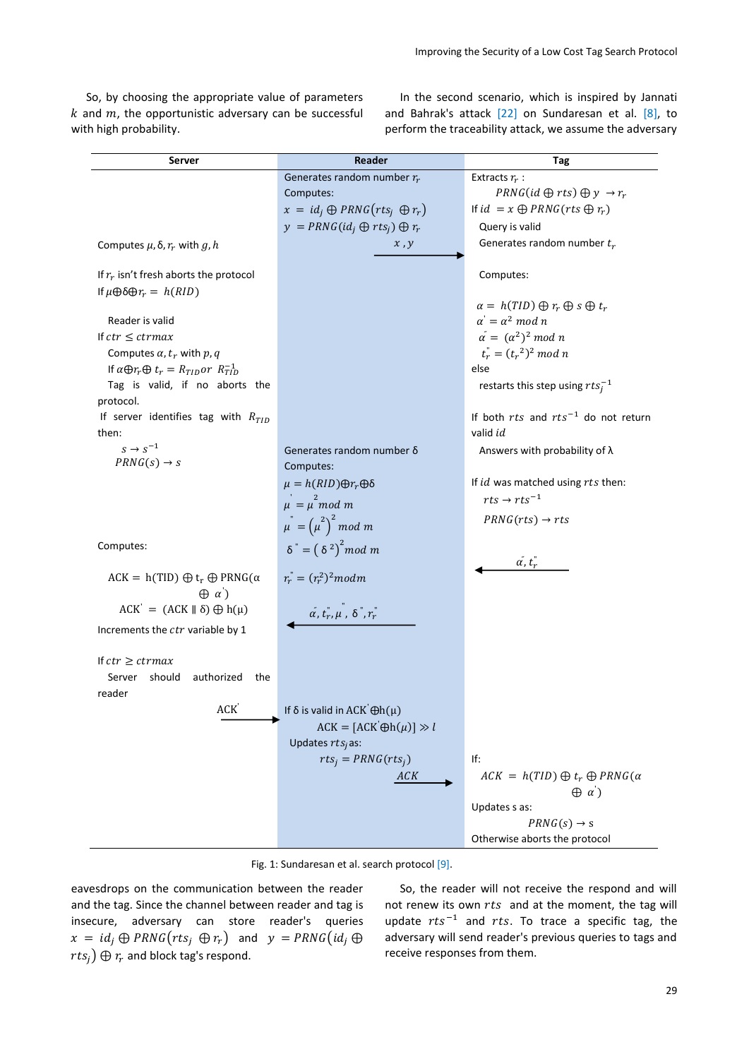So, by choosing the appropriate value of parameters $k$ and $m$, the opportunistic adversary can be successful with high probability.

In the second scenario, which is inspired by Jannati and Bahrak's attack [22] on Sundaresan et al. [8], to perform the traceability attack, we assume the adversary

| Server | Reader | Tag |
|---|---|---|
| | Generates random number $r_r$<br>Computes:<br>$x = id_j \oplus PRNG(rts_j \oplus r_r)$<br>$y = PRNG(id_j \oplus rts_j) \oplus r_r$<br>$x, y$ → | Extracts $r_r$ :<br>$PRNG(id \oplus rts) \oplus y \rightarrow r_r$<br>If $id = x \oplus PRNG(rts \oplus r_r)$<br>Query is valid<br>Generates random number $t_r$<br>Computes:<br>$\alpha = h(TID) \oplus r_r \oplus s \oplus t_r$<br>$\alpha' = \alpha^2 \bmod n$<br>$\alpha'' = (\alpha^2)^2 \bmod n$<br>$t_r'' = (t_r^{\,2})^2 \bmod n$<br>else<br>restarts this step using $rts_j^{-1}$<br>If both $rts$ and $rts^{-1}$ do not return valid $id$<br>Answers with probability of λ<br>If $id$ was matched using $rts$ then:<br>$rts \rightarrow rts^{-1}$<br>$PRNG(rts) \rightarrow rts$ |
| Computes $\mu, \delta, r_r$ with $g, h$<br>If $r_r$ isn't fresh aborts the protocol<br>If $\mu \oplus \delta \oplus r_r = h(RID)$<br>Reader is valid<br>If $ctr \leq ctrmax$<br>Computes $\alpha, t_r$ with $p, q$<br>If $\alpha \oplus r_r \oplus t_r = R_{TID}$ or $R_{TID}^{-1}$<br>Tag is valid, if no aborts the protocol.<br>If server identifies tag with $R_{TID}$ then:<br>$s \rightarrow s^{-1}$<br>$PRNG(s) \rightarrow s$ | Generates random number δ<br>Computes:<br>$\mu = h(RID) \oplus r_r \oplus \delta$<br>$\mu' = \mu^2 \bmod m$<br>$\mu'' = (\mu^2)^2 \bmod m$<br>$\delta'' = (\delta^2)^2 \bmod m$<br>$r_r'' = (r_r^2)^2 \bmod m$ | ← $\alpha'', t_r''$ |
| Computes:<br>$ACK = h(TID) \oplus t_r \oplus PRNG(\alpha \oplus \alpha')$<br>$ACK' = (ACK \parallel \delta) \oplus h(\mu)$<br>Increments the $ctr$ variable by 1<br>If $ctr \geq ctrmax$<br>Server should authorized the reader | ← $\alpha'', t_r'', \mu'', \delta'', r_r''$ | |
| $ACK'$ → | If δ is valid in $ACK' \oplus h(\mu)$<br>$ACK = [ACK' \oplus h(\mu)] \gg l$<br>Updates $rts_j$ as:<br>$rts_j = PRNG(rts_j)$<br>$ACK$ → | If:<br>$ACK = h(TID) \oplus t_r \oplus PRNG(\alpha \oplus \alpha')$<br>Updates s as:<br>$PRNG(s) \rightarrow s$<br>Otherwise aborts the protocol |

Fig. 1: Sundaresan et al. search protocol [9].

eavesdrops on the communication between the reader and the tag. Since the channel between reader and tag is insecure, adversary can store reader's queries $x = id_j \oplus PRNG(rts_j \oplus r_r)$ and $y = PRNG(id_j \oplus rts_j) \oplus r_r$ and block tag's respond.

So, the reader will not receive the respond and will not renew its own $rts$ and at the moment, the tag will update $rts^{-1}$ and $rts$. To trace a specific tag, the adversary will send reader's previous queries to tags and receive responses from them.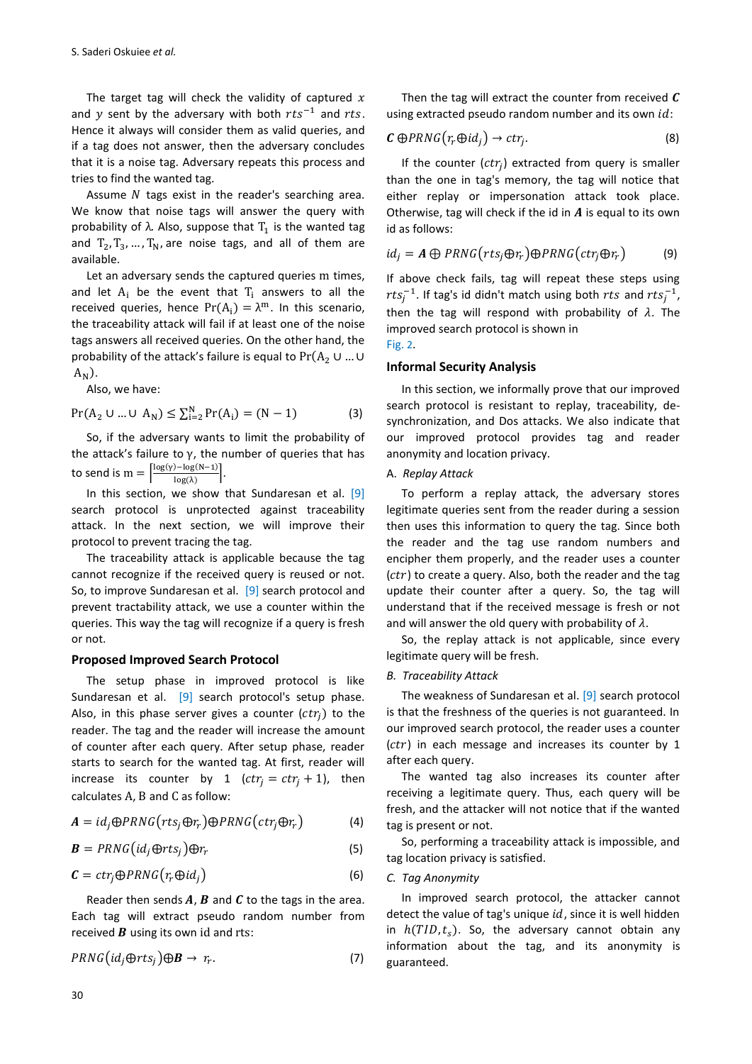The target tag will check the validity of captured $x$ and $y$ sent by the adversary with both $rts^{-1}$ and $rts$. Hence it always will consider them as valid queries, and if a tag does not answer, then the adversary concludes that it is a noise tag. Adversary repeats this process and tries to find the wanted tag.

Assume $N$ tags exist in the reader's searching area. We know that noise tags will answer the query with probability of λ. Also, suppose that $T_1$ is the wanted tag and $T_2, T_3, \ldots, T_N$, are noise tags, and all of them are available.

Let an adversary sends the captured queries m times, and let $A_i$ be the event that $T_i$ answers to all the received queries, hence $\Pr(A_i) = \lambda^m$. In this scenario, the traceability attack will fail if at least one of the noise tags answers all received queries. On the other hand, the probability of the attack's failure is equal to $\Pr(A_2 \cup \ldots \cup A_N)$.

Also, we have:

$$\Pr(A_2 \cup \ldots \cup A_N) \leq \sum_{i=2}^{N} \Pr(A_i) = (N-1) \quad (3)$$

So, if the adversary wants to limit the probability of the attack's failure to γ, the number of queries that has to send is $m = \left\lceil \frac{\log(\gamma) - \log(N-1)}{\log(\lambda)} \right\rceil$.

In this section, we show that Sundaresan et al. [9] search protocol is unprotected against traceability attack. In the next section, we will improve their protocol to prevent tracing the tag.

The traceability attack is applicable because the tag cannot recognize if the received query is reused or not. So, to improve Sundaresan et al. [9] search protocol and prevent tractability attack, we use a counter within the queries. This way the tag will recognize if a query is fresh or not.

## Proposed Improved Search Protocol

The setup phase in improved protocol is like Sundaresan et al. [9] search protocol's setup phase. Also, in this phase server gives a counter ($ctr_j$) to the reader. The tag and the reader will increase the amount of counter after each query. After setup phase, reader starts to search for the wanted tag. At first, reader will increase its counter by 1 ($ctr_j = ctr_j + 1$), then calculates A, B and C as follow:

$$\boldsymbol{A} = id_j \oplus PRNG(rts_j \oplus r_r) \oplus PRNG(ctr_j \oplus r_r) \quad (4)$$

$$\boldsymbol{B} = PRNG(id_j \oplus rts_j) \oplus r_r \quad (5)$$

$$\boldsymbol{C} = ctr_j \oplus PRNG(r_r \oplus id_j) \quad (6)$$

Reader then sends $\boldsymbol{A}$, $\boldsymbol{B}$ and $\boldsymbol{C}$ to the tags in the area. Each tag will extract pseudo random number from received $\boldsymbol{B}$ using its own id and rts:

$$PRNG(id_j \oplus rts_j) \oplus \boldsymbol{B} \rightarrow r_r. \quad (7)$$

Then the tag will extract the counter from received $\boldsymbol{C}$ using extracted pseudo random number and its own $id$:

$$\boldsymbol{C} \oplus PRNG(r_r \oplus id_j) \rightarrow ctr_j. \quad (8)$$

If the counter ($ctr_j$) extracted from query is smaller than the one in tag's memory, the tag will notice that either replay or impersonation attack took place. Otherwise, tag will check if the id in $\boldsymbol{A}$ is equal to its own id as follows:

$$id_j = \boldsymbol{A} \oplus PRNG(rts_j \oplus r_r) \oplus PRNG(ctr_j \oplus r_r) \quad (9)$$

If above check fails, tag will repeat these steps using $rts_j^{-1}$. If tag's id didn't match using both $rts$ and $rts_j^{-1}$, then the tag will respond with probability of $\lambda$. The improved search protocol is shown in Fig. 2.

## Informal Security Analysis

In this section, we informally prove that our improved search protocol is resistant to replay, traceability, de-synchronization, and Dos attacks. We also indicate that our improved protocol provides tag and reader anonymity and location privacy.

### A. *Replay Attack*

To perform a replay attack, the adversary stores legitimate queries sent from the reader during a session then uses this information to query the tag. Since both the reader and the tag use random numbers and encipher them properly, and the reader uses a counter ($ctr$) to create a query. Also, both the reader and the tag update their counter after a query. So, the tag will understand that if the received message is fresh or not and will answer the old query with probability of $\lambda$.

So, the replay attack is not applicable, since every legitimate query will be fresh.

### B. *Traceability Attack*

The weakness of Sundaresan et al. [9] search protocol is that the freshness of the queries is not guaranteed. In our improved search protocol, the reader uses a counter ($ctr$) in each message and increases its counter by 1 after each query.

The wanted tag also increases its counter after receiving a legitimate query. Thus, each query will be fresh, and the attacker will not notice that if the wanted tag is present or not.

So, performing a traceability attack is impossible, and tag location privacy is satisfied.

### C. *Tag Anonymity*

In improved search protocol, the attacker cannot detect the value of tag's unique $id$, since it is well hidden in $h(TID, t_s)$. So, the adversary cannot obtain any information about the tag, and its anonymity is guaranteed.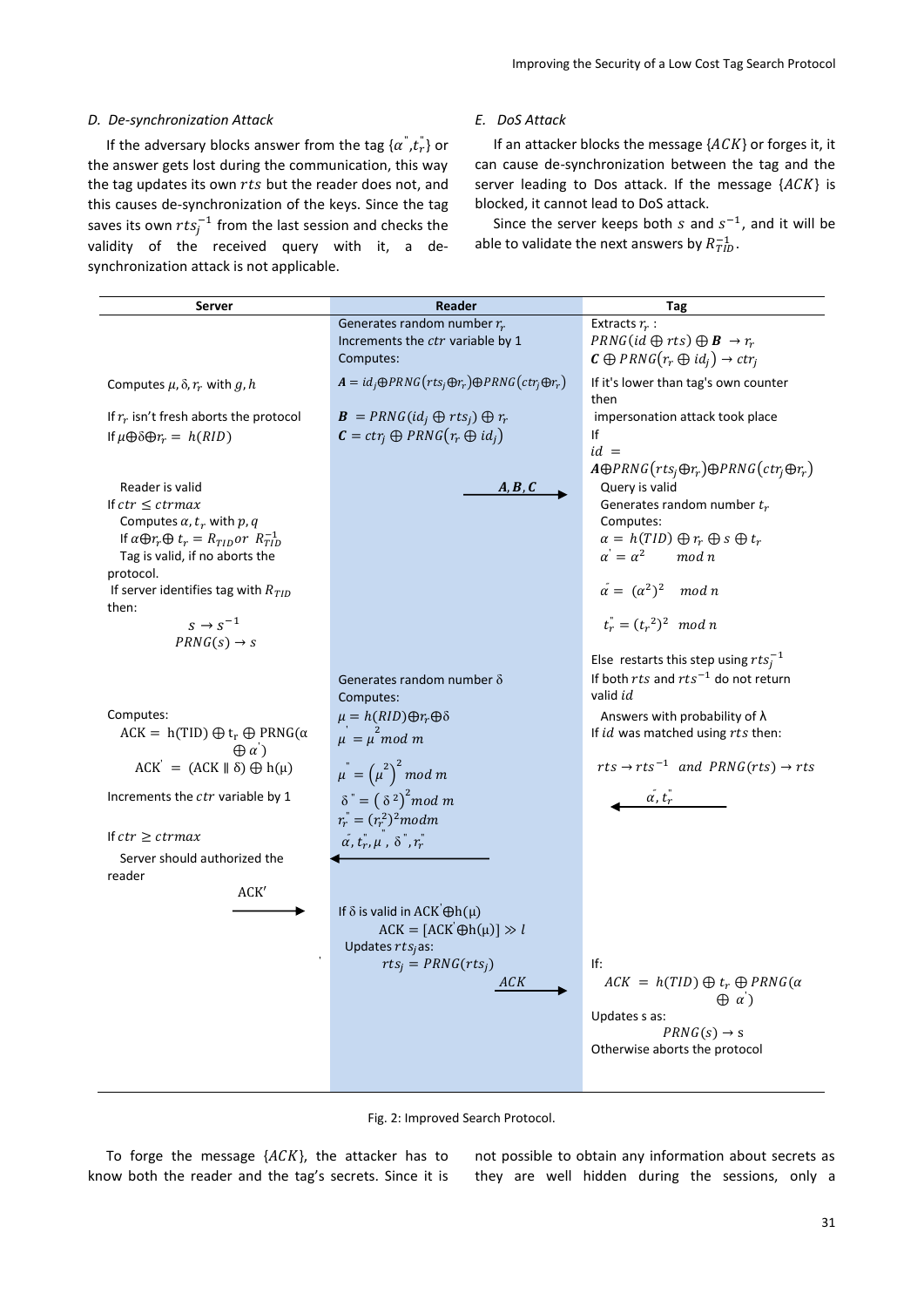### D. De-synchronization Attack

If the adversary blocks answer from the tag $\{\alpha'', t_r''\}$ or the answer gets lost during the communication, this way the tag updates its own $rts$ but the reader does not, and this causes de-synchronization of the keys. Since the tag saves its own $rts_j^{-1}$ from the last session and checks the validity of the received query with it, a de-synchronization attack is not applicable.

### E. DoS Attack

If an attacker blocks the message $\{ACK\}$ or forges it, it can cause de-synchronization between the tag and the server leading to Dos attack. If the message $\{ACK\}$ is blocked, it cannot lead to DoS attack.

Since the server keeps both $s$ and $s^{-1}$, and it will be able to validate the next answers by $R_{TID}^{-1}$.

| Server | Reader | Tag |
|---|---|---|
| | Generates random number $r_r$<br>Increments the $ctr$ variable by 1<br>Computes: | Extracts $r_r$ :<br>$PRNG(id \oplus rts) \oplus \boldsymbol{B} \rightarrow r_r$<br>$\boldsymbol{C} \oplus PRNG(r_r \oplus id_j) \rightarrow ctr_j$ |
| Computes $\mu, \delta, r_r$ with $g, h$ | $\boldsymbol{A} = id_j \oplus PRNG(rts_j \oplus r_r) \oplus PRNG(ctr_j \oplus r_r)$ | If it's lower than tag's own counter then |
| If $r_r$ isn't fresh aborts the protocol<br>If $\mu \oplus \delta \oplus r_r = h(RID)$ | $\boldsymbol{B} = PRNG(id_j \oplus rts_j) \oplus r_r$<br>$\boldsymbol{C} = ctr_j \oplus PRNG(r_r \oplus id_j)$ | impersonation attack took place<br>If<br>$id =$<br>$\boldsymbol{A} \oplus PRNG(rts_j \oplus r_r) \oplus PRNG(ctr_j \oplus r_r)$ |
| Reader is valid<br>If $ctr \leq ctrmax$<br>Computes $\alpha, t_r$ with $p, q$<br>If $\alpha \oplus r_r \oplus t_r = R_{TID}$ or $R_{TID}^{-1}$<br>Tag is valid, if no aborts the protocol.<br>If server identifies tag with $R_{TID}$ then:<br>$s \rightarrow s^{-1}$<br>$PRNG(s) \rightarrow s$ | $\boldsymbol{A}, \boldsymbol{B}, \boldsymbol{C}$ → | Query is valid<br>Generates random number $t_r$<br>Computes:<br>$\alpha = h(TID) \oplus r_r \oplus s \oplus t_r$<br>$\alpha' = \alpha^2 \quad mod\ n$<br>$\alpha'' = (\alpha^2)^2 \quad mod\ n$<br>$t_r'' = (t_r{}^2)^2 \quad mod\ n$<br>Else restarts this step using $rts_j^{-1}$<br>If both $rts$ and $rts^{-1}$ do not return valid $id$ |
| Computes:<br>$ACK = h(TID) \oplus t_r \oplus PRNG(\alpha \oplus \alpha')$<br>$ACK' = (ACK \parallel \delta) \oplus h(\mu)$<br>Increments the $ctr$ variable by 1<br>If $ctr \geq ctrmax$<br>Server should authorized the reader<br>$ACK'$ → | Generates random number $\delta$<br>Computes:<br>$\mu = h(RID) \oplus r_r \oplus \delta$<br>$\mu' = \mu^2 mod\ m$<br>$\mu'' = (\mu^2)^2 mod\ m$<br>$\delta'' = (\delta^2)^2 mod\ m$<br>$r_r'' = (r_r^2)^2 mod m$<br>← $\alpha'', t_r'', \mu'', \delta'', r_r''$ | Answers with probability of $\lambda$<br>If $id$ was matched using $rts$ then:<br>$rts \rightarrow rts^{-1}$ and $PRNG(rts) \rightarrow rts$<br>← $\alpha'', t_r''$ |
| | If $\delta$ is valid in $ACK' \oplus h(\mu)$<br>$ACK = [ACK' \oplus h(\mu)] \gg l$<br>Updates $rts_j$ as:<br>$rts_j = PRNG(rts_j)$<br>$ACK$ → | If:<br>$ACK = h(TID) \oplus t_r \oplus PRNG(\alpha \oplus \alpha')$<br>Updates s as:<br>$PRNG(s) \rightarrow s$<br>Otherwise aborts the protocol |

Fig. 2: Improved Search Protocol.

To forge the message $\{ACK\}$, the attacker has to know both the reader and the tag's secrets. Since it is not possible to obtain any information about secrets as they are well hidden during the sessions, only a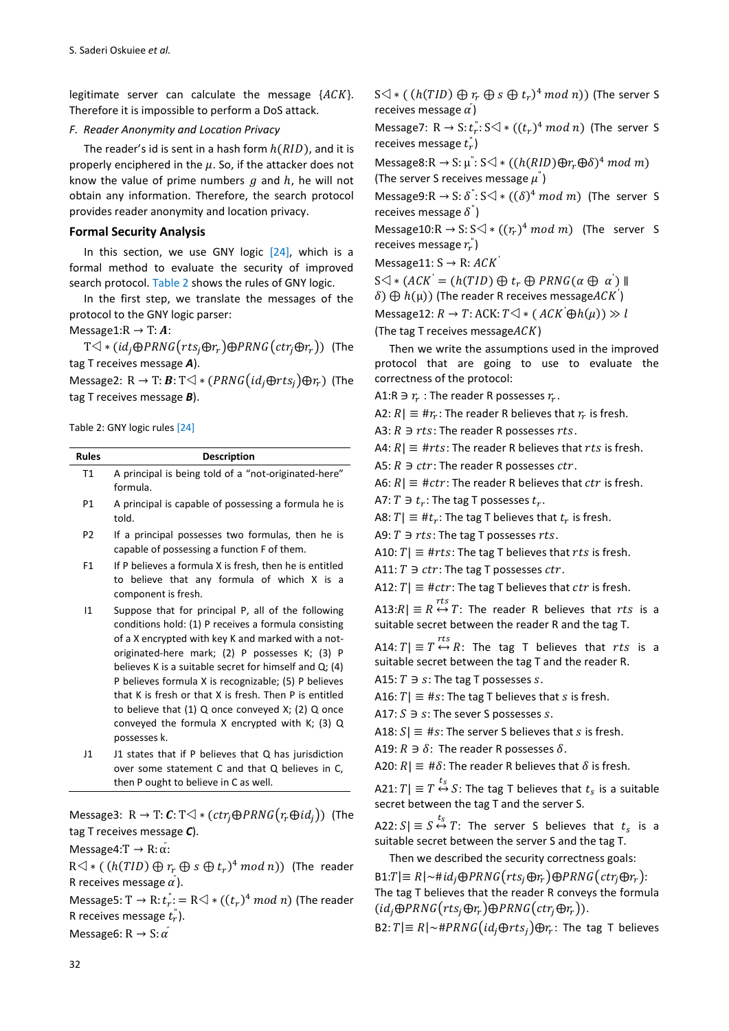legitimate server can calculate the message $\{ACK\}$. Therefore it is impossible to perform a DoS attack.

### F. Reader Anonymity and Location Privacy

The reader's id is sent in a hash form $h(RID)$, and it is properly enciphered in the $\mu$. So, if the attacker does not know the value of prime numbers $g$ and $h$, he will not obtain any information. Therefore, the search protocol provides reader anonymity and location privacy.

## Formal Security Analysis

In this section, we use GNY logic [24], which is a formal method to evaluate the security of improved search protocol. Table 2 shows the rules of GNY logic.

In the first step, we translate the messages of the protocol to the GNY logic parser:

Message1:R → T: $\boldsymbol{A}$:

$T \triangleleft * (id_j \oplus PRNG(rts_j \oplus r_r) \oplus PRNG(ctr_j \oplus r_r))$ (The tag T receives message $\boldsymbol{A}$).

Message2: R → T: $\boldsymbol{B}$: $T \triangleleft * (PRNG(id_j \oplus rts_j) \oplus r_r)$ (The tag T receives message $\boldsymbol{B}$).

Table 2: GNY logic rules [24]

| Rules | Description |
|---|---|
| T1 | A principal is being told of a "not-originated-here" formula. |
| P1 | A principal is capable of possessing a formula he is told. |
| P2 | If a principal possesses two formulas, then he is capable of possessing a function F of them. |
| F1 | If P believes a formula X is fresh, then he is entitled to believe that any formula of which X is a component is fresh. |
| I1 | Suppose that for principal P, all of the following conditions hold: (1) P receives a formula consisting of a X encrypted with key K and marked with a not-originated-here mark; (2) P possesses K; (3) P believes K is a suitable secret for himself and Q; (4) P believes formula X is recognizable; (5) P believes that K is fresh or that X is fresh. Then P is entitled to believe that (1) Q once conveyed X; (2) Q once conveyed the formula X encrypted with K; (3) Q possesses k. |
| J1 | J1 states that if P believes that Q has jurisdiction over some statement C and that Q believes in C, then P ought to believe in C as well. |

Message3: R → T: $\boldsymbol{C}$: $T \triangleleft * (ctr_j \oplus PRNG(r_r \oplus id_j))$ (The tag T receives message $\boldsymbol{C}$).

Message4:T → R: $\alpha''$:

$R \triangleleft * ((h(TID) \oplus r_r \oplus s \oplus t_r)^4 \bmod n)$ (The reader R receives message $\alpha''$).

Message5: T → R: $t_r''$: $= R \triangleleft * ((t_r)^4 \bmod n)$ (The reader R receives message $t_r''$).

Message6: R → S: $\alpha''$

$S \triangleleft * ((h(TID) \oplus r_r \oplus s \oplus t_r)^4 \bmod n))$ (The server S receives message $\alpha''$)

Message7: R → S: $t_r''$: $S \triangleleft * ((t_r)^4 \bmod n)$ (The server S receives message $t_r''$)

Message8:R → S: $\mu''$: $S \triangleleft * ((h(RID) \oplus r_r \oplus \delta)^4 \bmod m)$ (The server S receives message $\mu''$)

Message9:R → S: $\delta''$: $S \triangleleft * ((\delta)^4 \bmod m)$ (The server S receives message $\delta''$)

Message10:R → S: $S \triangleleft * ((r_r)^4 \bmod m)$ (The server S receives message $r_r''$)

Message11: S → R: $ACK'$

$S \triangleleft * (ACK' = (h(TID) \oplus t_r \oplus PRNG(\alpha \oplus \alpha') \parallel \delta) \oplus h(\mu))$ (The reader R receives message $ACK'$)

Message12: $R \rightarrow T$: ACK: $T \triangleleft * (ACK' \oplus h(\mu)) \gg l$

(The tag T receives message $ACK$)

Then we write the assumptions used in the improved protocol that are going to use to evaluate the correctness of the protocol:

A1:$R \ni r_r$ : The reader R possesses $r_r$.

A2: $R| \equiv \# r_r$: The reader R believes that $r_r$ is fresh.

A3: $R \ni rts$: The reader R possesses $rts$.

A4: $R| \equiv \# rts$: The reader R believes that $rts$ is fresh.

A5: $R \ni ctr$: The reader R possesses $ctr$.

A6: $R| \equiv \# ctr$: The reader R believes that $ctr$ is fresh.

A7: $T \ni t_r$: The tag T possesses $t_r$.

A8: $T| \equiv \# t_r$: The tag T believes that $t_r$ is fresh.

A9: $T \ni rts$: The tag T possesses $rts$.

A10: $T| \equiv \# rts$: The tag T believes that $rts$ is fresh.

A11: $T \ni ctr$: The tag T possesses $ctr$.

A12: $T| \equiv \# ctr$: The tag T believes that $ctr$ is fresh.

A13:$R| \equiv R \overset{rts}{\leftrightarrow} T$: The reader R believes that $rts$ is a suitable secret between the reader R and the tag T.

A14: $T| \equiv T \overset{rts}{\leftrightarrow} R$: The tag T believes that $rts$ is a suitable secret between the tag T and the reader R.

A15: $T \ni s$: The tag T possesses $s$.

A16: $T| \equiv \# s$: The tag T believes that $s$ is fresh.

A17: $S \ni s$: The sever S possesses $s$.

A18: $S| \equiv \# s$: The server S believes that $s$ is fresh.

A19: $R \ni \delta$: The reader R possesses $\delta$.

A20: $R| \equiv \# \delta$: The reader R believes that $\delta$ is fresh.

A21: $T| \equiv T \overset{t_s}{\leftrightarrow} S$: The tag T believes that $t_s$ is a suitable secret between the tag T and the server S.

A22: $S| \equiv S \overset{t_s}{\leftrightarrow} T$: The server S believes that $t_s$ is a suitable secret between the server S and the tag T.

Then we described the security correctness goals:

B1:$T| \equiv R| \sim \# id_j \oplus PRNG(rts_j \oplus r_r) \oplus PRNG(ctr_j \oplus r_r)$: The tag T believes that the reader R conveys the formula $(id_j \oplus PRNG(rts_j \oplus r_r) \oplus PRNG(ctr_j \oplus r_r))$.

B2: $T| \equiv R| \sim \# PRNG(id_j \oplus rts_j) \oplus r_r$: The tag T believes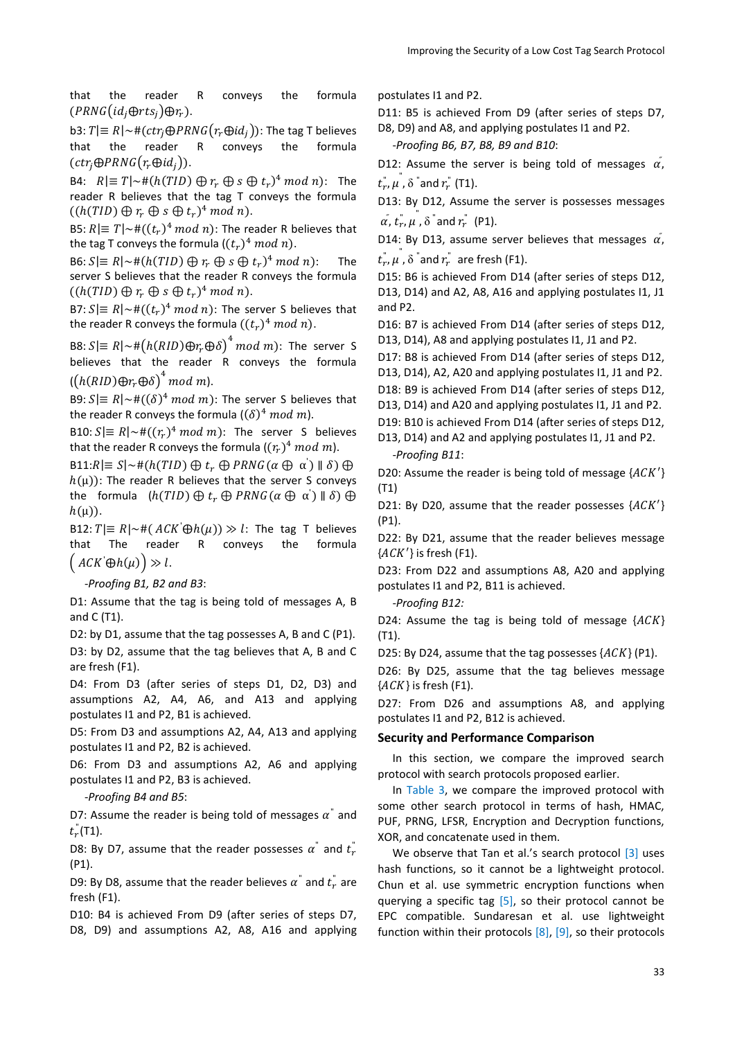that the reader R conveys the formula $(PRNG(id_j \oplus rts_j) \oplus r_r)$.

b3: $T| \equiv R|{\sim}\#(ctr_j \oplus PRNG(r_r \oplus id_j))$: The tag T believes that the reader R conveys the formula $(ctr_j \oplus PRNG(r_r \oplus id_j))$.

B4: $R| \equiv T|{\sim}\#(h(TID) \oplus r_r \oplus s \oplus t_r)^4 \bmod n)$: The reader R believes that the tag T conveys the formula $((h(TID) \oplus r_r \oplus s \oplus t_r)^4 \bmod n)$.

B5: $R| \equiv T|{\sim}\#((t_r)^4 \bmod n)$: The reader R believes that the tag T conveys the formula $((t_r)^4 \bmod n)$.

B6: $S| \equiv R|{\sim}\#(h(TID) \oplus r_r \oplus s \oplus t_r)^4 \bmod n)$: The server S believes that the reader R conveys the formula $((h(TID) \oplus r_r \oplus s \oplus t_r)^4 \bmod n)$.

B7: $S| \equiv R|{\sim}\#((t_r)^4 \bmod n)$: The server S believes that the reader R conveys the formula $((t_r)^4 \bmod n)$.

B8: $S| \equiv R|{\sim}\#(h(RID) \oplus r_r \oplus \delta)^4 \bmod m)$: The server S believes that the reader R conveys the formula $((h(RID) \oplus r_r \oplus \delta)^4 \bmod m)$.

B9: $S| \equiv R|{\sim}\#((\delta)^4 \bmod m)$: The server S believes that the reader R conveys the formula $((\delta)^4 \bmod m)$.

B10: $S| \equiv R|{\sim}\#((r_r)^4 \bmod m)$: The server S believes that the reader R conveys the formula $((r_r)^4 \bmod m)$.

B11: $R| \equiv S|{\sim}\#(h(TID) \oplus t_r \oplus PRNG(\alpha \oplus \alpha') \parallel \delta) \oplus h(\mu))$: The reader R believes that the server S conveys the formula $(h(TID) \oplus t_r \oplus PRNG(\alpha \oplus \alpha') \parallel \delta) \oplus h(\mu))$.

B12: $T| \equiv R|{\sim}\#(ACK' \oplus h(\mu)) \gg l$: The tag T believes that The reader R conveys the formula $\left(ACK' \oplus h(\mu)\right) \gg l$.

*-Proofing B1, B2 and B3*:

D1: Assume that the tag is being told of messages A, B and C (T1).

D2: by D1, assume that the tag possesses A, B and C (P1).

D3: by D2, assume that the tag believes that A, B and C are fresh (F1).

D4: From D3 (after series of steps D1, D2, D3) and assumptions A2, A4, A6, and A13 and applying postulates I1 and P2, B1 is achieved.

D5: From D3 and assumptions A2, A4, A13 and applying postulates I1 and P2, B2 is achieved.

D6: From D3 and assumptions A2, A6 and applying postulates I1 and P2, B3 is achieved.

*-Proofing B4 and B5*:

D7: Assume the reader is being told of messages $\alpha''$ and $t_r''$ (T1).

D8: By D7, assume that the reader possesses $\alpha''$ and $t_r''$ (P1).

D9: By D8, assume that the reader believes $\alpha''$ and $t_r''$ are fresh (F1).

D10: B4 is achieved From D9 (after series of steps D7, D8, D9) and assumptions A2, A8, A16 and applying postulates I1 and P2.

D11: B5 is achieved From D9 (after series of steps D7, D8, D9) and A8, and applying postulates I1 and P2.

*-Proofing B6, B7, B8, B9 and B10*:

D12: Assume the server is being told of messages $\alpha''$, $t_r''$, $\mu''$, $\delta''$ and $r_r''$ (T1).

D13: By D12, Assume the server is possesses messages $\alpha''$, $t_r''$, $\mu''$, $\delta''$ and $r_r''$ (P1).

D14: By D13, assume server believes that messages $\alpha''$, $t_r''$, $\mu''$, $\delta''$ and $r_r''$ are fresh (F1).

D15: B6 is achieved From D14 (after series of steps D12, D13, D14) and A2, A8, A16 and applying postulates I1, J1 and P2.

D16: B7 is achieved From D14 (after series of steps D12, D13, D14), A8 and applying postulates I1, J1 and P2.

D17: B8 is achieved From D14 (after series of steps D12, D13, D14), A2, A20 and applying postulates I1, J1 and P2.

D18: B9 is achieved From D14 (after series of steps D12, D13, D14) and A20 and applying postulates I1, J1 and P2.

D19: B10 is achieved From D14 (after series of steps D12, D13, D14) and A2 and applying postulates I1, J1 and P2.

*-Proofing B11*:

D20: Assume the reader is being told of message $\{ACK'\}$ (T1)

D21: By D20, assume that the reader possesses $\{ACK'\}$ (P1).

D22: By D21, assume that the reader believes message $\{ACK'\}$ is fresh (F1).

D23: From D22 and assumptions A8, A20 and applying postulates I1 and P2, B11 is achieved.

*-Proofing B12:*

D24: Assume the tag is being told of message $\{ACK\}$ (T1).

D25: By D24, assume that the tag possesses $\{ACK\}$ (P1).

D26: By D25, assume that the tag believes message $\{ACK\}$ is fresh (F1).

D27: From D26 and assumptions A8, and applying postulates I1 and P2, B12 is achieved.

## Security and Performance Comparison

In this section, we compare the improved search protocol with search protocols proposed earlier.

In Table 3, we compare the improved protocol with some other search protocol in terms of hash, HMAC, PUF, PRNG, LFSR, Encryption and Decryption functions, XOR, and concatenate used in them.

We observe that Tan et al.'s search protocol [3] uses hash functions, so it cannot be a lightweight protocol. Chun et al. use symmetric encryption functions when querying a specific tag [5], so their protocol cannot be EPC compatible. Sundaresan et al. use lightweight function within their protocols [8], [9], so their protocols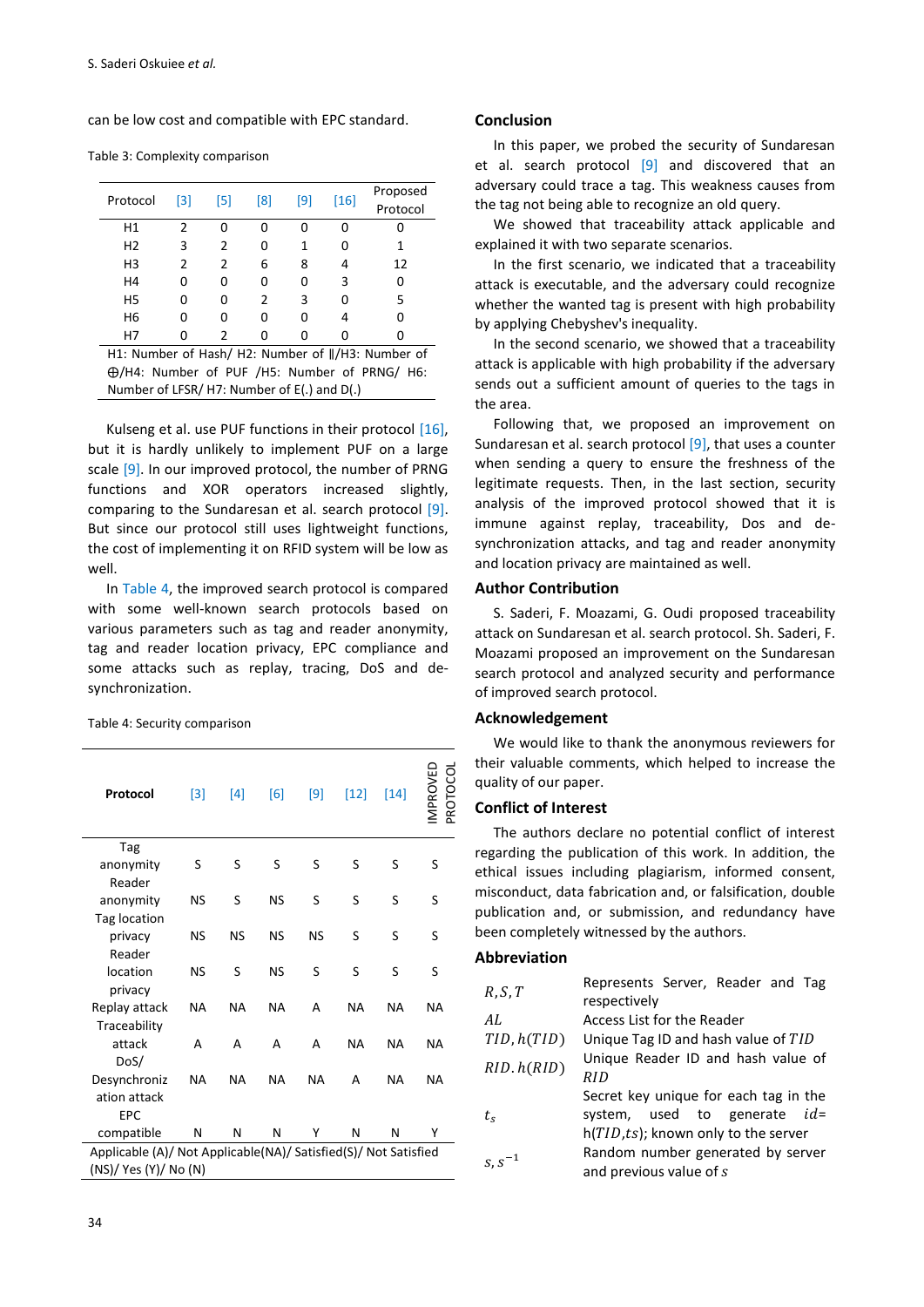can be low cost and compatible with EPC standard.

Table 3: Complexity comparison

| Protocol | [3] | [5] | [8] | [9] | [16] | Proposed Protocol |
|---|---|---|---|---|---|---|
| H1 | 2 | 0 | 0 | 0 | 0 | 0 |
| H2 | 3 | 2 | 0 | 1 | 0 | 1 |
| H3 | 2 | 2 | 6 | 8 | 4 | 12 |
| H4 | 0 | 0 | 0 | 0 | 3 | 0 |
| H5 | 0 | 0 | 2 | 3 | 0 | 5 |
| H6 | 0 | 0 | 0 | 0 | 4 | 0 |
| H7 | 0 | 2 | 0 | 0 | 0 | 0 |

H1: Number of Hash/ H2: Number of ‖/H3: Number of ⊕/H4: Number of PUF /H5: Number of PRNG/ H6: Number of LFSR/ H7: Number of E(.) and D(.)

Kulseng et al. use PUF functions in their protocol [16], but it is hardly unlikely to implement PUF on a large scale [9]. In our improved protocol, the number of PRNG functions and XOR operators increased slightly, comparing to the Sundaresan et al. search protocol [9]. But since our protocol still uses lightweight functions, the cost of implementing it on RFID system will be low as well.

In Table 4, the improved search protocol is compared with some well-known search protocols based on various parameters such as tag and reader anonymity, tag and reader location privacy, EPC compliance and some attacks such as replay, tracing, DoS and de-synchronization.

Table 4: Security comparison

| Protocol | [3] | [4] | [6] | [9] | [12] | [14] | IMPROVED PROTOCOL |
|---|---|---|---|---|---|---|---|
| Tag anonymity | S | S | S | S | S | S | S |
| Reader anonymity | NS | S | NS | S | S | S | S |
| Tag location privacy | NS | NS | NS | NS | S | S | S |
| Reader location privacy | NS | S | NS | S | S | S | S |
| Replay attack | NA | NA | NA | A | NA | NA | NA |
| Traceability attack | A | A | A | A | NA | NA | NA |
| DoS/ Desynchronization attack | NA | NA | NA | NA | A | NA | NA |
| EPC compatible | N | N | N | Y | N | N | Y |

Applicable (A)/ Not Applicable(NA)/ Satisfied(S)/ Not Satisfied (NS)/ Yes (Y)/ No (N)

## Conclusion

In this paper, we probed the security of Sundaresan et al. search protocol [9] and discovered that an adversary could trace a tag. This weakness causes from the tag not being able to recognize an old query.

We showed that traceability attack applicable and explained it with two separate scenarios.

In the first scenario, we indicated that a traceability attack is executable, and the adversary could recognize whether the wanted tag is present with high probability by applying Chebyshev's inequality.

In the second scenario, we showed that a traceability attack is applicable with high probability if the adversary sends out a sufficient amount of queries to the tags in the area.

Following that, we proposed an improvement on Sundaresan et al. search protocol [9], that uses a counter when sending a query to ensure the freshness of the legitimate requests. Then, in the last section, security analysis of the improved protocol showed that it is immune against replay, traceability, Dos and de-synchronization attacks, and tag and reader anonymity and location privacy are maintained as well.

## Author Contribution

S. Saderi, F. Moazami, G. Oudi proposed traceability attack on Sundaresan et al. search protocol. Sh. Saderi, F. Moazami proposed an improvement on the Sundaresan search protocol and analyzed security and performance of improved search protocol.

## Acknowledgement

We would like to thank the anonymous reviewers for their valuable comments, which helped to increase the quality of our paper.

## Conflict of Interest

The authors declare no potential conflict of interest regarding the publication of this work. In addition, the ethical issues including plagiarism, informed consent, misconduct, data fabrication and, or falsification, double publication and, or submission, and redundancy have been completely witnessed by the authors.

## Abbreviation

| | |
|---|---|
| $R, S, T$ | Represents Server, Reader and Tag respectively |
| $AL$ | Access List for the Reader |
| $TID, h(TID)$ | Unique Tag ID and hash value of $TID$ |
| $RID. h(RID)$ | Unique Reader ID and hash value of $RID$ |
| $t_s$ | Secret key unique for each tag in the system, used to generate $id$= h($TID$,$ts$); known only to the server |
| $s, s^{-1}$ | Random number generated by server and previous value of $s$ |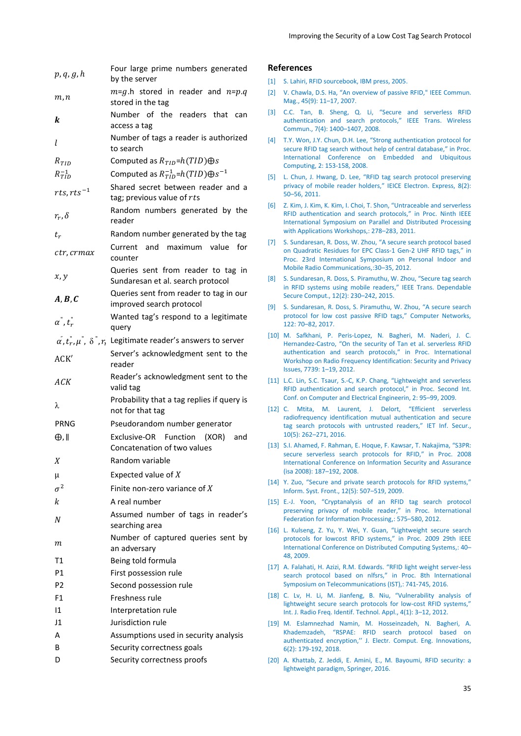| | |
|---|---|
| $p, q, g, h$ | Four large prime numbers generated by the server |
| $m, n$ | $m$=$g$.h stored in reader and $n$=$p$.$q$ stored in the tag |
| $\boldsymbol{k}$ | Number of the readers that can access a tag |
| $l$ | Number of tags a reader is authorized to search |
| $R_{TID}$ | Computed as $R_{TID}$=$h(TID)$⊕$s$ |
| $R_{TID}^{-1}$ | Computed as $R_{TID}^{-1}$=$h(TID)$⊕$s^{-1}$ |
| $rts, rts^{-1}$ | Shared secret between reader and a tag; previous value of $rts$ |
| $r_r, \delta$ | Random numbers generated by the reader |
| $t_r$ | Random number generated by the tag |
| $ctr, crmax$ | Current and maximum value for counter |
| $x, y$ | Queries sent from reader to tag in Sundaresan et al. search protocol |
| $\boldsymbol{A}, \boldsymbol{B}, \boldsymbol{C}$ | Queries sent from reader to tag in our improved search protocol |
| $\alpha'', t_r''$ | Wanted tag's respond to a legitimate query |
| $\alpha'', t_r'', \mu'', \delta'', r_r$ | Legitimate reader's answers to server |
| ACK′ | Server's acknowledgment sent to the reader |
| $ACK$ | Reader's acknowledgment sent to the valid tag |
| λ | Probability that a tag replies if query is not for that tag |
| PRNG | Pseudorandom number generator |
| ⊕, ‖ | Exclusive-OR Function (XOR) and Concatenation of two values |
| $X$ | Random variable |
| μ | Expected value of $X$ |
| $\sigma^2$ | Finite non-zero variance of $X$ |
| $k$ | A real number |
| $N$ | Assumed number of tags in reader's searching area |
| $m$ | Number of captured queries sent by an adversary |
| T1 | Being told formula |
| P1 | First possession rule |
| P2 | Second possession rule |
| F1 | Freshness rule |
| I1 | Interpretation rule |
| J1 | Jurisdiction rule |
| A | Assumptions used in security analysis |
| B | Security correctness goals |
| D | Security correctness proofs |

## References

[1] S. Lahiri, RFID sourcebook, IBM press, 2005.

[2] V. Chawla, D.S. Ha, "An overview of passive RFID," IEEE Commun. Mag., 45(9): 11–17, 2007.

[3] C.C. Tan, B. Sheng, Q. Li, "Secure and serverless RFID authentication and search protocols," IEEE Trans. Wireless Commun., 7(4): 1400–1407, 2008.

[4] T.Y. Won, J.Y. Chun, D.H. Lee, "Strong authentication protocol for secure RFID tag search without help of central database," in Proc. International Conference on Embedded and Ubiquitous Computing, 2: 153-158, 2008.

[5] L. Chun, J. Hwang, D. Lee, "RFID tag search protocol preserving privacy of mobile reader holders," IEICE Electron. Express, 8(2): 50–56, 2011.

[6] Z. Kim, J. Kim, K. Kim, I. Choi, T. Shon, "Untraceable and serverless RFID authentication and search protocols," in Proc. Ninth IEEE International Symposium on Parallel and Distributed Processing with Applications Workshops,: 278–283, 2011.

[7] S. Sundaresan, R. Doss, W. Zhou, "A secure search protocol based on Quadratic Residues for EPC Class-1 Gen-2 UHF RFID tags," in Proc. 23rd International Symposium on Personal Indoor and Mobile Radio Communications,:30–35, 2012.

[8] S. Sundaresan, R. Doss, S. Piramuthu, W. Zhou, "Secure tag search in RFID systems using mobile readers," IEEE Trans. Dependable Secure Comput., 12(2): 230–242, 2015.

[9] S. Sundaresan, R. Doss, S. Piramuthu, W. Zhou, "A secure search protocol for low cost passive RFID tags," Computer Networks, 122: 70–82, 2017.

[10] M. Safkhani, P. Peris-Lopez, N. Bagheri, M. Naderi, J. C. Hernandez-Castro, "On the security of Tan et al. serverless RFID authentication and search protocols," in Proc. International Workshop on Radio Frequency Identification: Security and Privacy Issues, 7739: 1–19, 2012.

[11] L.C. Lin, S.C. Tsaur, S.-C, K.P. Chang, "Lightweight and serverless RFID authentication and search protocol," in Proc. Second Int. Conf. on Computer and Electrical Engineering, 2: 95–99, 2009.

[12] C. Mtita, M. Laurent, J. Delort, "Efficient serverless radiofrequency identification mutual authentication and secure tag search protocols with untrusted readers," IET Inf. Secur., 10(5): 262–271, 2016.

[13] S.I. Ahamed, F. Rahman, E. Hoque, F. Kawsar, T. Nakajima, "S3PR: secure serverless search protocols for RFID," in Proc. 2008 International Conference on Information Security and Assurance (isa 2008): 187–192, 2008.

[14] Y. Zuo, "Secure and private search protocols for RFID systems," Inform. Syst. Front., 12(5): 507–519, 2009.

[15] E.-J. Yoon, "Cryptanalysis of an RFID tag search protocol preserving privacy of mobile reader," in Proc. International Federation for Information Processing,: 575–580, 2012.

[16] L. Kulseng, Z. Yu, Y. Wei, Y. Guan, "Lightweight secure search protocols for lowcost RFID systems," in Proc. 2009 29th IEEE International Conference on Distributed Computing Systems,: 40–48, 2009.

[17] A. Falahati, H. Azizi, R.M. Edwards. "RFID light weight server-less search protocol based on nlfsrs," in Proc. 8th International Symposium on Telecommunications (IST),: 741-745, 2016.

[18] C. Lv, H. Li, M. Jianfeng, B. Niu, "Vulnerability analysis of lightweight secure search protocols for low-cost RFID systems," Int. J. Radio Freq. Identif. Technol. Appl., 4(1): 3–12, 2012.

[19] M. Eslamnezhad Namin, M. Hosseinzadeh, N. Bagheri, A. Khademzadeh, "RSPAE: RFID search protocol based on authenticated encryption," J. Electr. Comput. Eng. Innovations, 6(2): 179-192, 2018.

[20] A. Khattab, Z. Jeddi, E. Amini, E., M. Bayoumi, RFID security: a lightweight paradigm, Springer, 2016.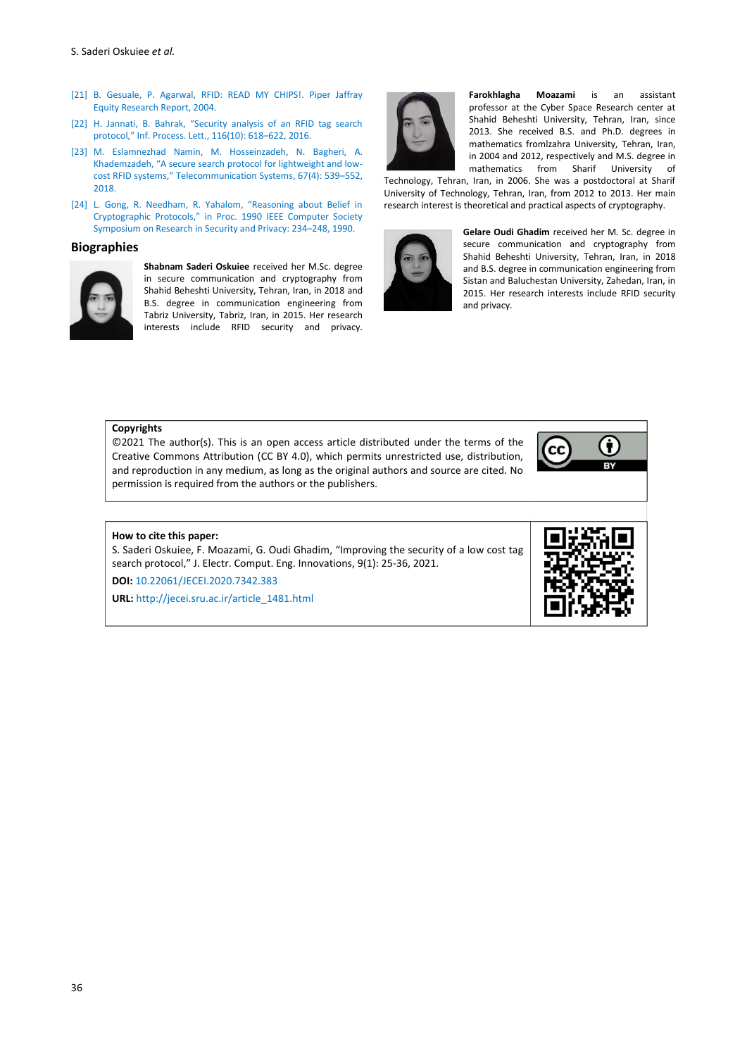[21] B. Gesuale, P. Agarwal, RFID: READ MY CHIPS!. Piper Jaffray Equity Research Report, 2004.

[22] H. Jannati, B. Bahrak, "Security analysis of an RFID tag search protocol," Inf. Process. Lett., 116(10): 618–622, 2016.

[23] M. Eslamnezhad Namin, M. Hosseinzadeh, N. Bagheri, A. Khademzadeh, "A secure search protocol for lightweight and low-cost RFID systems," Telecommunication Systems, 67(4): 539–552, 2018.

[24] L. Gong, R. Needham, R. Yalahom, "Reasoning about Belief in Cryptographic Protocols," in Proc. 1990 IEEE Computer Society Symposium on Research in Security and Privacy: 234–248, 1990.

## Biographies

**Shabnam Saderi Oskuiee** received her M.Sc. degree in secure communication and cryptography from Shahid Beheshti University, Tehran, Iran, in 2018 and B.S. degree in communication engineering from Tabriz University, Tabriz, Iran, in 2015. Her research interests include RFID security and privacy.

**Farokhlagha Moazami** is an assistant professor at the Cyber Space Research center at Shahid Beheshti University, Tehran, Iran, since 2013. She received B.S. and Ph.D. degrees in mathematics fromlzahra University, Tehran, Iran, in 2004 and 2012, respectively and M.S. degree in mathematics from Sharif University of Technology, Tehran, Iran, in 2006. She was a postdoctoral at Sharif University of Technology, Tehran, Iran, from 2012 to 2013. Her main research interest is theoretical and practical aspects of cryptography.

**Gelare Oudi Ghadim** received her M. Sc. degree in secure communication and cryptography from Shahid Beheshti University, Tehran, Iran, in 2018 and B.S. degree in communication engineering from Sistan and Baluchestan University, Zahedan, Iran, in 2015. Her research interests include RFID security and privacy.

**Copyrights**

©2021 The author(s). This is an open access article distributed under the terms of the Creative Commons Attribution (CC BY 4.0), which permits unrestricted use, distribution, and reproduction in any medium, as long as the original authors and source are cited. No permission is required from the authors or the publishers.

**How to cite this paper:**

S. Saderi Oskuiee, F. Moazami, G. Oudi Ghadim, "Improving the security of a low cost tag search protocol," J. Electr. Comput. Eng. Innovations, 9(1): 25-36, 2021.

**DOI:** 10.22061/JECEI.2020.7342.383

**URL:** http://jecei.sru.ac.ir/article_1481.html